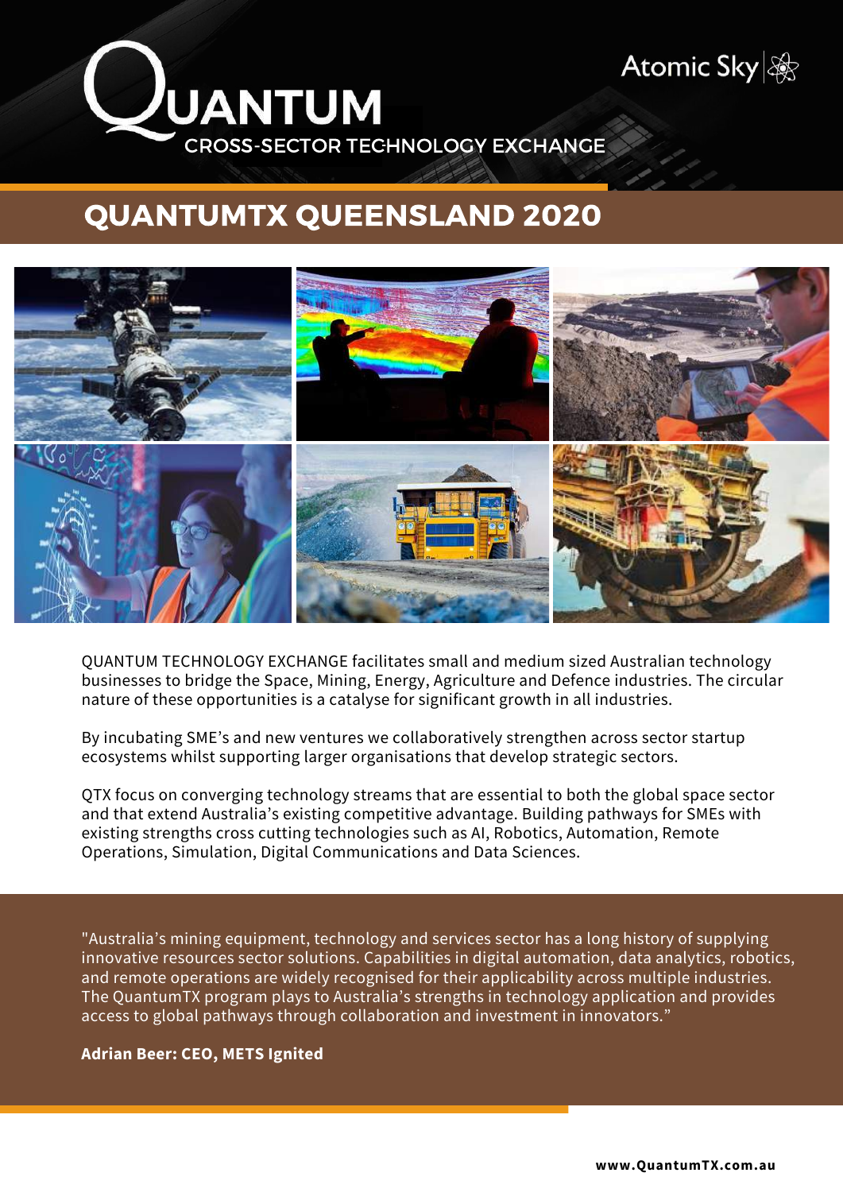QUANTUM

CROSS-SECTOR TECHNOLOGY EXCHANGE

Atomic Sky

# QUANTUMTX QUEENSLAND 2020

QUANTUM TECHNOLOGY EXCHANGE facilitates small and medium sized Australian technology businesses to bridge the Space, Mining, Energy, Agriculture and Defence industries. The circular nature of these opportunities is a catalyse for significant growth in all industries.

By incubating SME's and new ventures we collaboratively strengthen across sector startup ecosystems whilst supporting larger organisations that develop strategic sectors.

QTX focus on converging technology streams that are essential to both the global space sector and that extend Australia's existing competitive advantage. Building pathways for SMEs with existing strengths cross cutting technologies such as AI, Robotics, Automation, Remote Operations, Simulation, Digital Communications and Data Sciences.

"Australia's mining equipment, technology and services sector has a long history of supplying innovative resources sector solutions. Capabilities in digital automation, data analytics, robotics, and remote operations are widely recognised for their applicability across multiple industries. The QuantumTX program plays to Australia's strengths in technology application and provides access to global pathways through collaboration and investment in innovators."

**Adrian Beer: CEO, METS Ignited**

**www.QuantumTX.com.au**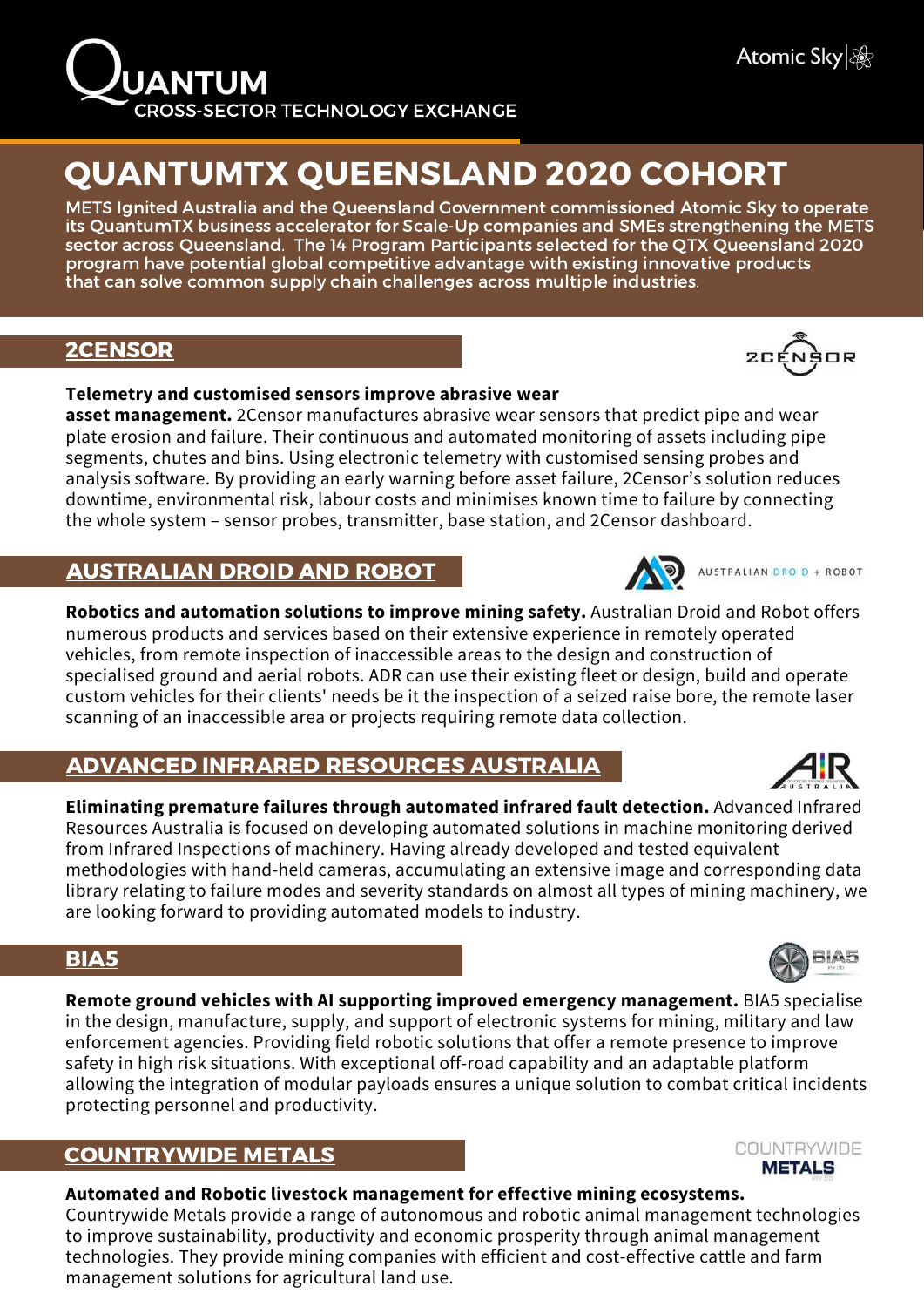# QUANTUM

CROSS-SECTOR TECHNOLOGY EXCHANGE

Atomic Sky

## QUANTUMTX QUEENSLAND 2020 COHORT

METS Ignited Australia and the Queensland Government commissioned Atomic Sky to operate its QuantumTX business accelerator for Scale-Up companies and SMEs strengthening the METS sector across Queensland. The 14 Program Participants selected for the QTX Queensland 2020 program have potential global competitive advantage with existing innovative products that can solve common supply chain challenges across multiple industries.

### 2CENSOR

**Telemetry and customised sensors improve abrasive wear asset management.** 2Censor manufactures abrasive wear sensors that predict pipe and wear plate erosion and failure. Their continuous and automated monitoring of assets including pipe segments, chutes and bins. Using electronic telemetry with customised sensing probes and analysis software. By providing an early warning before asset failure, 2Censor's solution reduces downtime, environmental risk, labour costs and minimises known time to failure by connecting the whole system – sensor probes, transmitter, base station, and 2Censor dashboard.

### AUSTRALIAN DROID AND ROBOT

**Robotics and automation solutions to improve mining safety.** Australian Droid and Robot offers numerous products and services based on their extensive experience in remotely operated vehicles, from remote inspection of inaccessible areas to the design and construction of specialised ground and aerial robots. ADR can use their existing fleet or design, build and operate custom vehicles for their clients' needs be it the inspection of a seized raise bore, the remote laser scanning of an inaccessible area or projects requiring remote data collection.

### ADVANCED INFRARED RESOURCES AUSTRALIA

**Eliminating premature failures through automated infrared fault detection.** Advanced Infrared Resources Australia is focused on developing automated solutions in machine monitoring derived from Infrared Inspections of machinery. Having already developed and tested equivalent methodologies with hand-held cameras, accumulating an extensive image and corresponding data library relating to failure modes and severity standards on almost all types of mining machinery, we are looking forward to providing automated models to industry.

### BIA5

**Remote ground vehicles with AI supporting improved emergency management.** BIA5 specialise in the design, manufacture, supply, and support of electronic systems for mining, military and law enforcement agencies. Providing field robotic solutions that offer a remote presence to improve safety in high risk situations. With exceptional off-road capability and an adaptable platform allowing the integration of modular payloads ensures a unique solution to combat critical incidents protecting personnel and productivity.

### COUNTRYWIDE METALS

**Automated and Robotic livestock management for effective mining ecosystems.** Countrywide Metals provide a range of autonomous and robotic animal management technologies to improve sustainability, productivity and economic prosperity through animal management technologies. They provide mining companies with efficient and cost-effective cattle and farm management solutions for agricultural land use.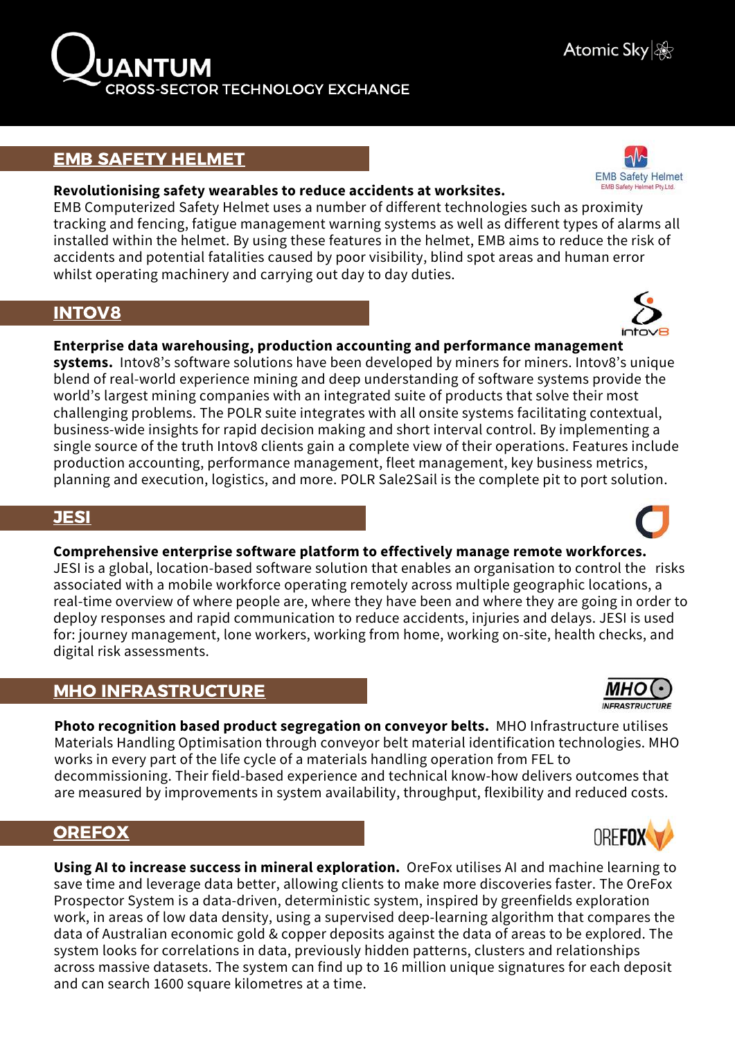# QUANTUM CROSS-SECTOR TECHNOLOGY EXCHANGE

Atomic Sky

## EMB SAFETY HELMET

**Revolutionising safety wearables to reduce accidents at worksites.** EMB Computerized Safety Helmet uses a number of different technologies such as proximity tracking and fencing, fatigue management warning systems as well as different types of alarms all installed within the helmet. By using these features in the helmet, EMB aims to reduce the risk of accidents and potential fatalities caused by poor visibility, blind spot areas and human error whilst operating machinery and carrying out day to day duties.

## INTOV8

**Enterprise data warehousing, production accounting and performance management systems.** Intov8's software solutions have been developed by miners for miners. Intov8's unique blend of real-world experience mining and deep understanding of software systems provide the world's largest mining companies with an integrated suite of products that solve their most challenging problems. The POLR suite integrates with all onsite systems facilitating contextual, business-wide insights for rapid decision making and short interval control. By implementing a single source of the truth Intov8 clients gain a complete view of their operations. Features include production accounting, performance management, fleet management, key business metrics, planning and execution, logistics, and more. POLR Sale2Sail is the complete pit to port solution.

## JESI

**Comprehensive enterprise software platform to effectively manage remote workforces.** JESI is a global, location-based software solution that enables an organisation to control the risks associated with a mobile workforce operating remotely across multiple geographic locations, a real-time overview of where people are, where they have been and where they are going in order to deploy responses and rapid communication to reduce accidents, injuries and delays. JESI is used for: journey management, lone workers, working from home, working on-site, health checks, and digital risk assessments.

## MHO INFRASTRUCTURE

**Photo recognition based product segregation on conveyor belts.** MHO Infrastructure utilises Materials Handling Optimisation through conveyor belt material identification technologies. MHO works in every part of the life cycle of a materials handling operation from FEL to decommissioning. Their field-based experience and technical know-how delivers outcomes that are measured by improvements in system availability, throughput, flexibility and reduced costs.

## OREFOX

**Using AI to increase success in mineral exploration.** OreFox utilises AI and machine learning to save time and leverage data better, allowing clients to make more discoveries faster. The OreFox Prospector System is a data-driven, deterministic system, inspired by greenfields exploration work, in areas of low data density, using a supervised deep-learning algorithm that compares the data of Australian economic gold & copper deposits against the data of areas to be explored. The system looks for correlations in data, previously hidden patterns, clusters and relationships across massive datasets. The system can find up to 16 million unique signatures for each deposit and can search 1600 square kilometres at a time.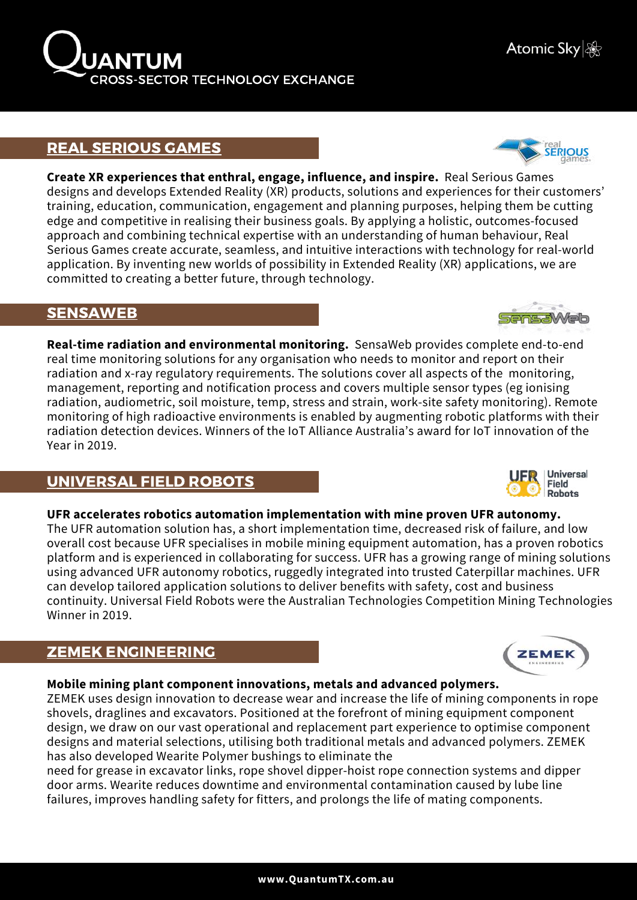## REAL SERIOUS GAMES

**Create XR experiences that enthral, engage, influence, and inspire.** Real Serious Games designs and develops Extended Reality (XR) products, solutions and experiences for their customers' training, education, communication, engagement and planning purposes, helping them be cutting edge and competitive in realising their business goals. By applying a holistic, outcomes-focused approach and combining technical expertise with an understanding of human behaviour, Real Serious Games create accurate, seamless, and intuitive interactions with technology for real-world application. By inventing new worlds of possibility in Extended Reality (XR) applications, we are committed to creating a better future, through technology.

## SENSAWEB

**Real-time radiation and environmental monitoring.** SensaWeb provides complete end-to-end real time monitoring solutions for any organisation who needs to monitor and report on their radiation and x-ray regulatory requirements. The solutions cover all aspects of the monitoring, management, reporting and notification process and covers multiple sensor types (eg ionising radiation, audiometric, soil moisture, temp, stress and strain, work-site safety monitoring). Remote monitoring of high radioactive environments is enabled by augmenting robotic platforms with their radiation detection devices. Winners of the IoT Alliance Australia's award for IoT innovation of the Year in 2019.

## UNIVERSAL FIELD ROBOTS

**UFR accelerates robotics automation implementation with mine proven UFR autonomy.**
The UFR automation solution has, a short implementation time, decreased risk of failure, and low overall cost because UFR specialises in mobile mining equipment automation, has a proven robotics platform and is experienced in collaborating for success. UFR has a growing range of mining solutions using advanced UFR autonomy robotics, ruggedly integrated into trusted Caterpillar machines. UFR can develop tailored application solutions to deliver benefits with safety, cost and business continuity. Universal Field Robots were the Australian Technologies Competition Mining Technologies Winner in 2019.

## ZEMEK ENGINEERING

**Mobile mining plant component innovations, metals and advanced polymers.**
ZEMEK uses design innovation to decrease wear and increase the life of mining components in rope shovels, draglines and excavators. Positioned at the forefront of mining equipment component design, we draw on our vast operational and replacement part experience to optimise component designs and material selections, utilising both traditional metals and advanced polymers. ZEMEK has also developed Wearite Polymer bushings to eliminate the need for grease in excavator links, rope shovel dipper-hoist rope connection systems and dipper door arms. Wearite reduces downtime and environmental contamination caused by lube line failures, improves handling safety for fitters, and prolongs the life of mating components.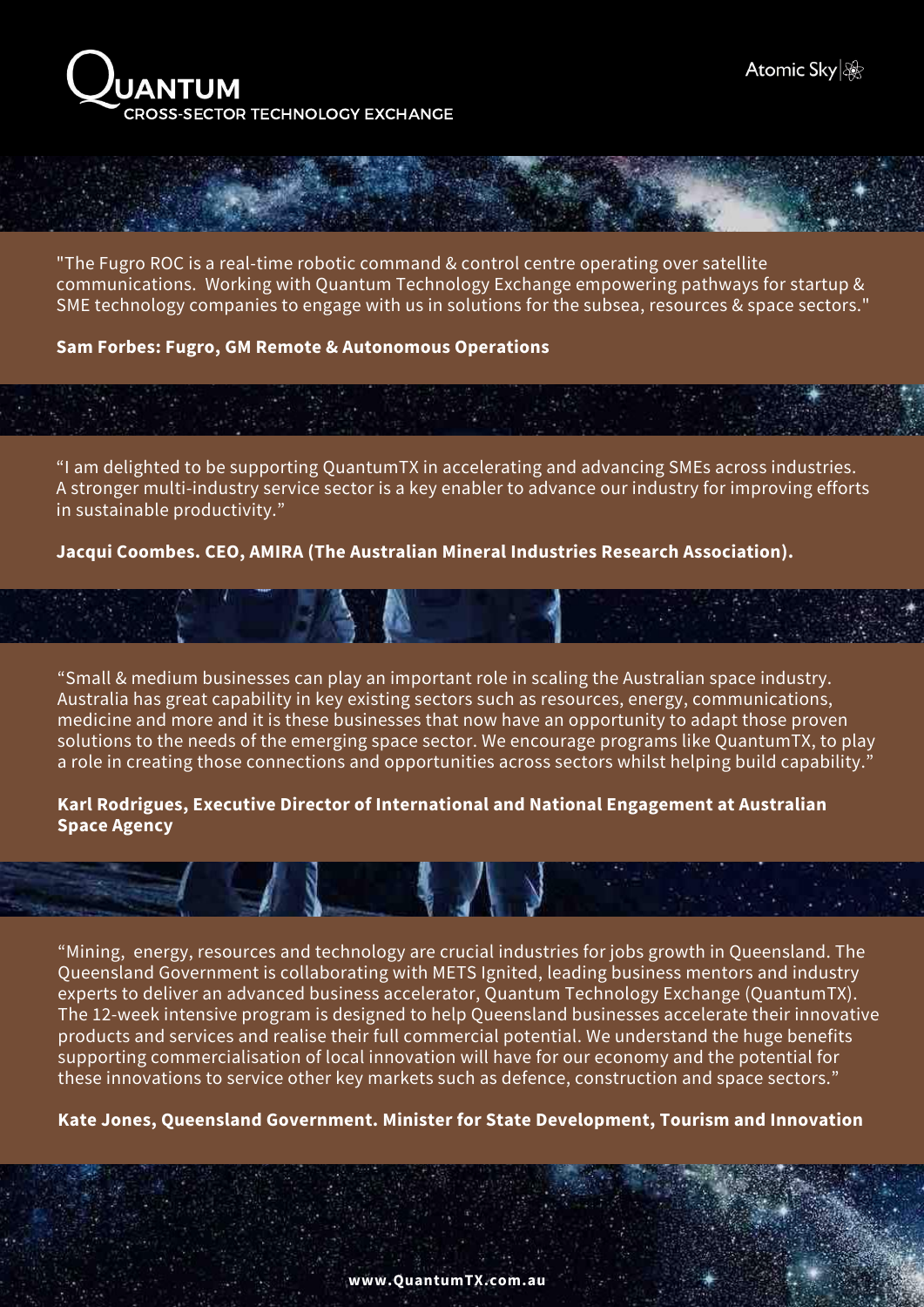# QUANTUM
CROSS-SECTOR TECHNOLOGY EXCHANGE

Atomic Sky

"The Fugro ROC is a real-time robotic command & control centre operating over satellite communications. Working with Quantum Technology Exchange empowering pathways for startup & SME technology companies to engage with us in solutions for the subsea, resources & space sectors."

**Sam Forbes: Fugro, GM Remote & Autonomous Operations**

"I am delighted to be supporting QuantumTX in accelerating and advancing SMEs across industries. A stronger multi-industry service sector is a key enabler to advance our industry for improving efforts in sustainable productivity."

**Jacqui Coombes. CEO, AMIRA (The Australian Mineral Industries Research Association).**

"Small & medium businesses can play an important role in scaling the Australian space industry. Australia has great capability in key existing sectors such as resources, energy, communications, medicine and more and it is these businesses that now have an opportunity to adapt those proven solutions to the needs of the emerging space sector. We encourage programs like QuantumTX, to play a role in creating those connections and opportunities across sectors whilst helping build capability."

**Karl Rodrigues, Executive Director of International and National Engagement at Australian Space Agency**

"Mining, energy, resources and technology are crucial industries for jobs growth in Queensland. The Queensland Government is collaborating with METS Ignited, leading business mentors and industry experts to deliver an advanced business accelerator, Quantum Technology Exchange (QuantumTX). The 12-week intensive program is designed to help Queensland businesses accelerate their innovative products and services and realise their full commercial potential. We understand the huge benefits supporting commercialisation of local innovation will have for our economy and the potential for these innovations to service other key markets such as defence, construction and space sectors."

**Kate Jones, Queensland Government. Minister for State Development, Tourism and Innovation**

www.QuantumTX.com.au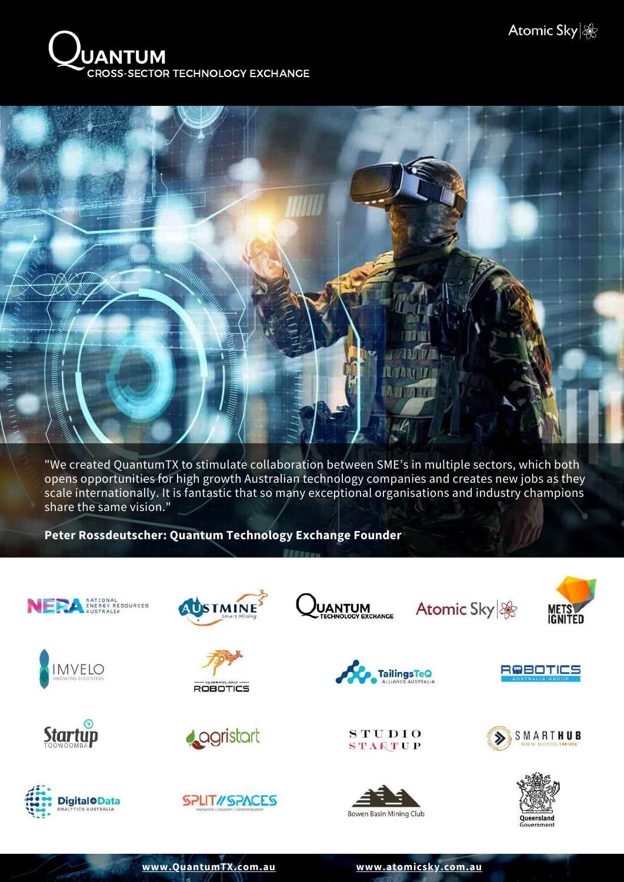# QUANTUM

CROSS-SECTOR TECHNOLOGY EXCHANGE

Atomic Sky

"We created QuantumTX to stimulate collaboration between SME's in multiple sectors, which both opens opportunities for high growth Australian technology companies and creates new jobs as they scale internationally. It is fantastic that so many exceptional organisations and industry champions share the same vision."

**Peter Rossdeutscher: Quantum Technology Exchange Founder**

NERA National Energy Resources Australia

AUSTMINE Smart Mining

QUANTUM TECHNOLOGY EXCHANGE

Atomic Sky

METS IGNITED

IMVELO Innovating Ecosystems

Queensland Robotics

TailingsTeQ Alliance Australia

Robotics Australia Group

Startup Toowoomba

agristart

Studio Startup

SmartHub Where Business Thrives

Digital Data Analytics Australia

Split Spaces

Bowen Basin Mining Club

Queensland Government

www.QuantumTX.com.au

www.atomicsky.com.au